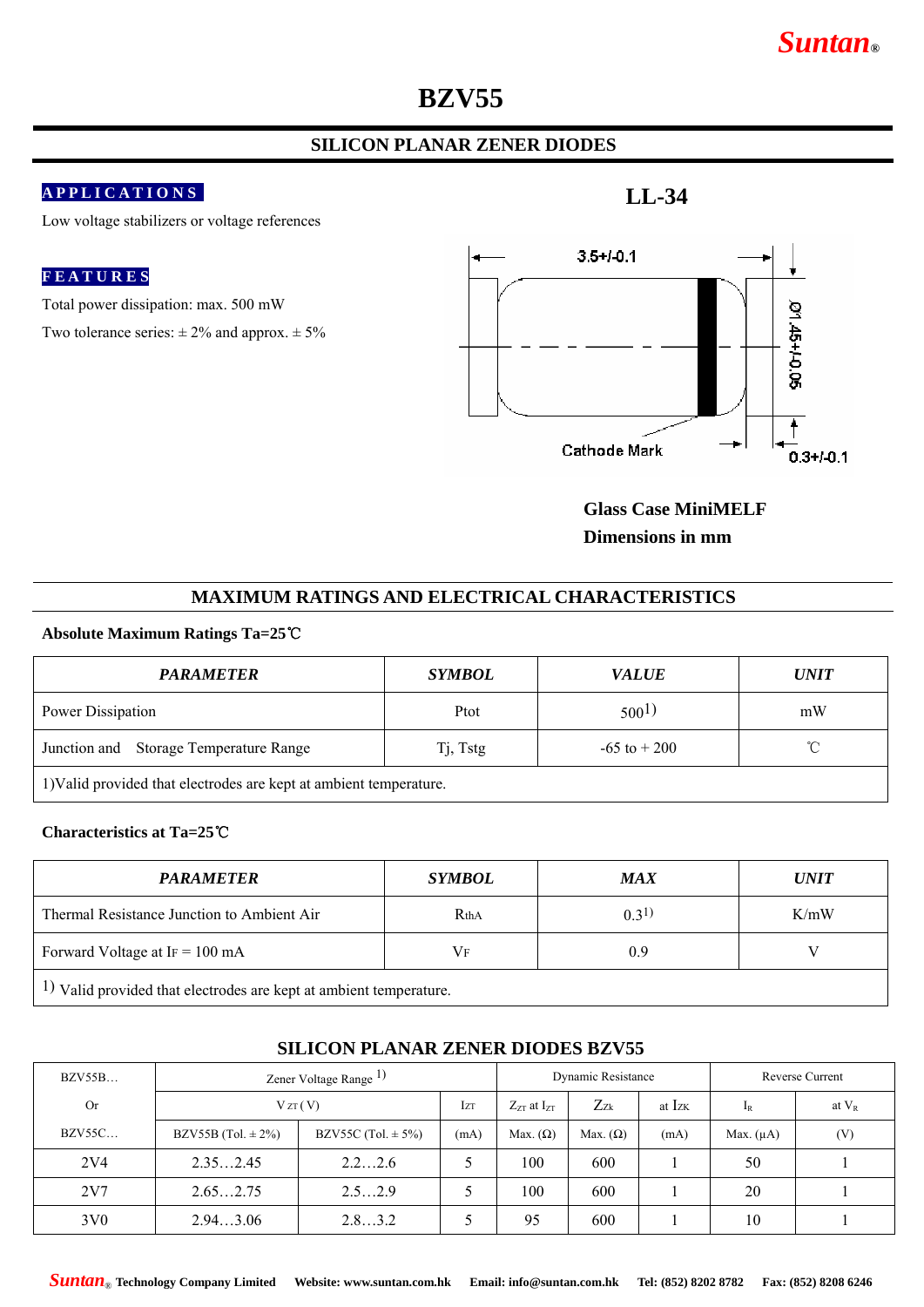# BZV55

## SILICON PLANAR ZENER DIODES

**APPLICATIONS**

Low voltage stabilizers or voltage references

**FEATURES**

Total power dissipation: max. 500 mW

Two tolerance series: ± 2% and approx. ± 5%

**LL-34**

3.5+/-0.1

Ø1.45+/-0.05

Cathode Mark

0.3+/-0.1

**Glass Case MiniMELF**
**Dimensions in mm**

## MAXIMUM RATINGS AND ELECTRICAL CHARACTERISTICS

**Absolute Maximum Ratings Ta=25℃**

| *PARAMETER* | *SYMBOL* | *VALUE* | *UNIT* |
|---|---|---|---|
| Power Dissipation | Ptot | 500[1)] | mW |
| Junction and Storage Temperature Range | Tj, Tstg | -65 to + 200 | ℃ |
| 1)Valid provided that electrodes are kept at ambient temperature. | | | |

**Characteristics at Ta=25℃**

| *PARAMETER* | *SYMBOL* | *MAX* | *UNIT* |
|---|---|---|---|
| Thermal Resistance Junction to Ambient Air | $R_{thA}$ | 0.3[1)] | K/mW |
| Forward Voltage at $I_F$ = 100 mA | $V_F$ | 0.9 | V |
| 1) Valid provided that electrodes are kept at ambient temperature. | | | |

## SILICON PLANAR ZENER DIODES BZV55

| BZV55B… Or BZV55C… | Zener Voltage Range 1) $V_{ZT}$ (V) BZV55B (Tol. ± 2%) | Zener Voltage Range 1) $V_{ZT}$ (V) BZV55C (Tol. ± 5%) | $I_{ZT}$ (mA) | Dynamic Resistance $Z_{ZT}$ at $I_{ZT}$ Max. (Ω) | Dynamic Resistance $Z_{ZK}$ Max. (Ω) | Dynamic Resistance at $I_{ZK}$ (mA) | Reverse Current $I_R$ Max. (μA) | Reverse Current at $V_R$ (V) |
|---|---|---|---|---|---|---|---|---|
| 2V4 | 2.35…2.45 | 2.2…2.6 | 5 | 100 | 600 | 1 | 50 | 1 |
| 2V7 | 2.65…2.75 | 2.5…2.9 | 5 | 100 | 600 | 1 | 20 | 1 |
| 3V0 | 2.94…3.06 | 2.8…3.2 | 5 | 95 | 600 | 1 | 10 | 1 |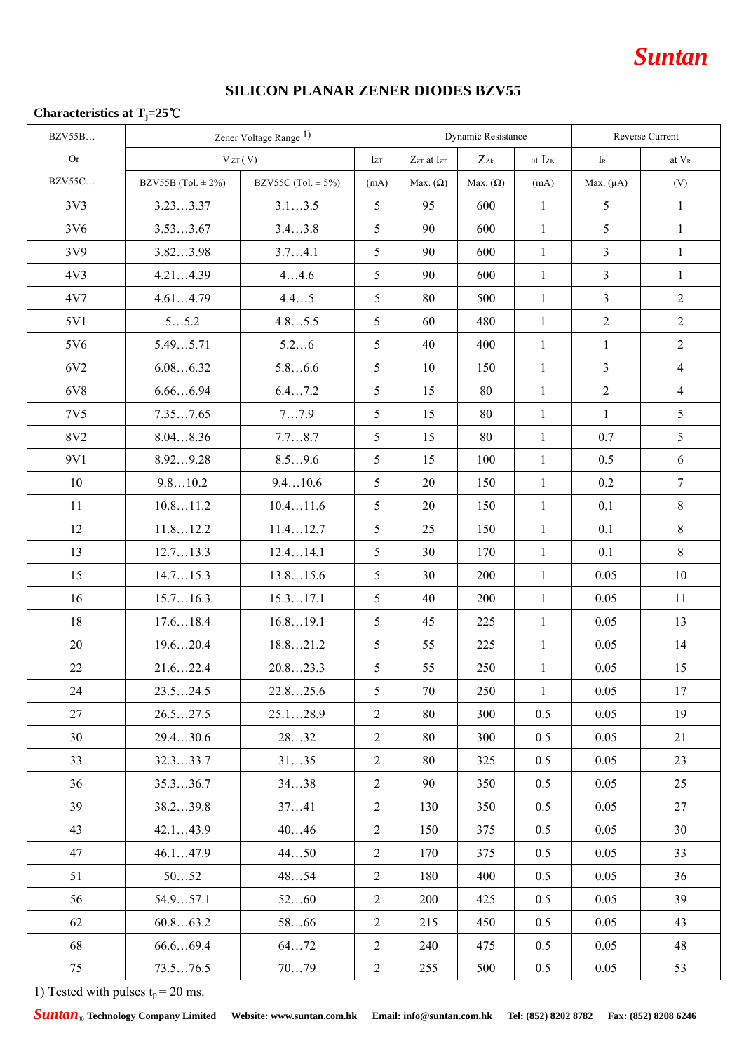# SILICON PLANAR ZENER DIODES BZV55

**Characteristics at $T_j$=25℃**

| BZV55B… Or BZV55C… | Zener Voltage Range 1) | | | Dynamic Resistance | | | Reverse Current | |
|---|---|---|---|---|---|---|---|---|
| | $V_{ZT}$ (V) | | $I_{ZT}$ | $Z_{ZT}$ at $I_{ZT}$ | $Z_{ZK}$ | at $I_{ZK}$ | $I_R$ | at $V_R$ |
| | BZV55B (Tol. ± 2%) | BZV55C (Tol. ± 5%) | (mA) | Max. (Ω) | Max. (Ω) | (mA) | Max. (μA) | (V) |
| 3V3 | 3.23…3.37 | 3.1…3.5 | 5 | 95 | 600 | 1 | 5 | 1 |
| 3V6 | 3.53…3.67 | 3.4…3.8 | 5 | 90 | 600 | 1 | 5 | 1 |
| 3V9 | 3.82…3.98 | 3.7…4.1 | 5 | 90 | 600 | 1 | 3 | 1 |
| 4V3 | 4.21…4.39 | 4…4.6 | 5 | 90 | 600 | 1 | 3 | 1 |
| 4V7 | 4.61…4.79 | 4.4…5 | 5 | 80 | 500 | 1 | 3 | 2 |
| 5V1 | 5…5.2 | 4.8…5.5 | 5 | 60 | 480 | 1 | 2 | 2 |
| 5V6 | 5.49…5.71 | 5.2…6 | 5 | 40 | 400 | 1 | 1 | 2 |
| 6V2 | 6.08…6.32 | 5.8…6.6 | 5 | 10 | 150 | 1 | 3 | 4 |
| 6V8 | 6.66…6.94 | 6.4…7.2 | 5 | 15 | 80 | 1 | 2 | 4 |
| 7V5 | 7.35…7.65 | 7…7.9 | 5 | 15 | 80 | 1 | 1 | 5 |
| 8V2 | 8.04…8.36 | 7.7…8.7 | 5 | 15 | 80 | 1 | 0.7 | 5 |
| 9V1 | 8.92…9.28 | 8.5…9.6 | 5 | 15 | 100 | 1 | 0.5 | 6 |
| 10 | 9.8…10.2 | 9.4…10.6 | 5 | 20 | 150 | 1 | 0.2 | 7 |
| 11 | 10.8…11.2 | 10.4…11.6 | 5 | 20 | 150 | 1 | 0.1 | 8 |
| 12 | 11.8…12.2 | 11.4…12.7 | 5 | 25 | 150 | 1 | 0.1 | 8 |
| 13 | 12.7…13.3 | 12.4…14.1 | 5 | 30 | 170 | 1 | 0.1 | 8 |
| 15 | 14.7…15.3 | 13.8…15.6 | 5 | 30 | 200 | 1 | 0.05 | 10 |
| 16 | 15.7…16.3 | 15.3…17.1 | 5 | 40 | 200 | 1 | 0.05 | 11 |
| 18 | 17.6…18.4 | 16.8…19.1 | 5 | 45 | 225 | 1 | 0.05 | 13 |
| 20 | 19.6…20.4 | 18.8…21.2 | 5 | 55 | 225 | 1 | 0.05 | 14 |
| 22 | 21.6…22.4 | 20.8…23.3 | 5 | 55 | 250 | 1 | 0.05 | 15 |
| 24 | 23.5…24.5 | 22.8…25.6 | 5 | 70 | 250 | 1 | 0.05 | 17 |
| 27 | 26.5…27.5 | 25.1…28.9 | 2 | 80 | 300 | 0.5 | 0.05 | 19 |
| 30 | 29.4…30.6 | 28…32 | 2 | 80 | 300 | 0.5 | 0.05 | 21 |
| 33 | 32.3…33.7 | 31…35 | 2 | 80 | 325 | 0.5 | 0.05 | 23 |
| 36 | 35.3…36.7 | 34…38 | 2 | 90 | 350 | 0.5 | 0.05 | 25 |
| 39 | 38.2…39.8 | 37…41 | 2 | 130 | 350 | 0.5 | 0.05 | 27 |
| 43 | 42.1…43.9 | 40…46 | 2 | 150 | 375 | 0.5 | 0.05 | 30 |
| 47 | 46.1…47.9 | 44…50 | 2 | 170 | 375 | 0.5 | 0.05 | 33 |
| 51 | 50…52 | 48…54 | 2 | 180 | 400 | 0.5 | 0.05 | 36 |
| 56 | 54.9…57.1 | 52…60 | 2 | 200 | 425 | 0.5 | 0.05 | 39 |
| 62 | 60.8…63.2 | 58…66 | 2 | 215 | 450 | 0.5 | 0.05 | 43 |
| 68 | 66.6…69.4 | 64…72 | 2 | 240 | 475 | 0.5 | 0.05 | 48 |
| 75 | 73.5…76.5 | 70…79 | 2 | 255 | 500 | 0.5 | 0.05 | 53 |

1) Tested with pulses $t_p$ = 20 ms.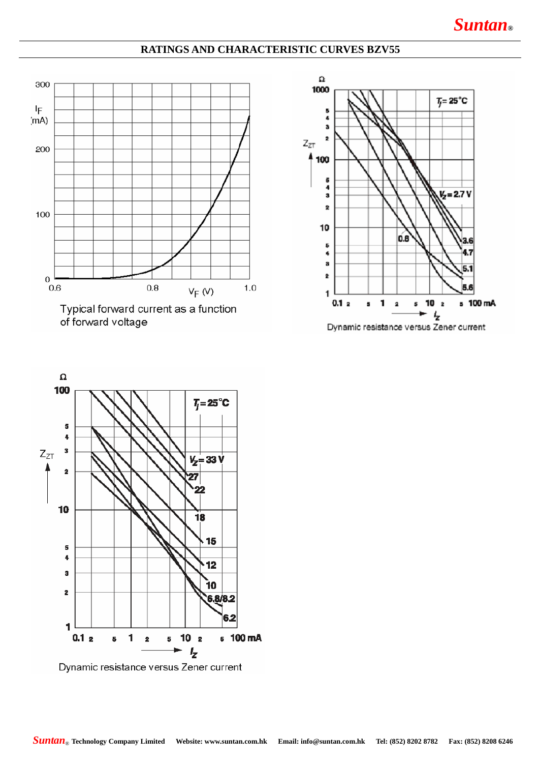## RATINGS AND CHARACTERISTIC CURVES BZV55

300

$I_F$
(mA)

200

100

0

0.6

0.8

$V_F$ (V)

1.0

Typical forward current as a function of forward voltage

Ω

1000

$T_j$ = 25°C

5
4
3
2

$Z_{ZT}$

100

5
4
3
2

$V_Z$ = 2.7 V

10

0.8

3.6

5
4

4.7

3
2

5.1

5.6

1

0.1 2 5 1 2 5 10 2 5 100 mA

$I_Z$

Dynamic resistance versus Zener current

Ω

100

$T_j$ = 25°C

5
4
3

$Z_{ZT}$

$V_Z$ = 33 V

2

27

22

10

18

5

15

4

12

3

10

2

6.8/8.2

6.2

1

0.1 2 5 1 2 5 10 2 5 100 mA

$I_Z$

Dynamic resistance versus Zener current